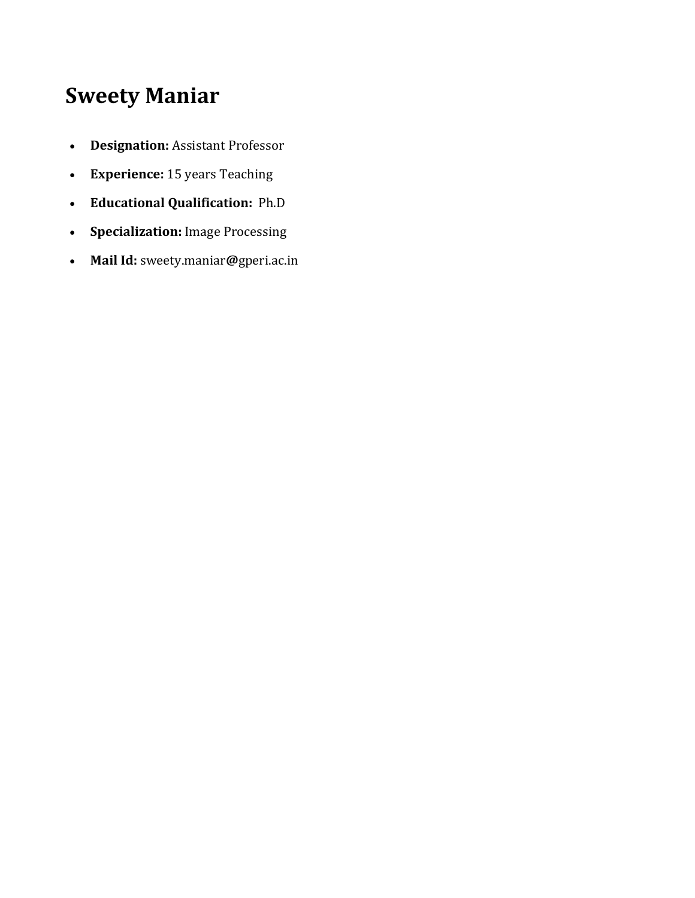# Sweety Maniar

- **Designation:** Assistant Professor
- **Experience:** 15 years Teaching
- **Educational Qualification:** Ph.D
- **Specialization:** Image Processing
- **Mail Id:** sweety.maniar@gperi.ac.in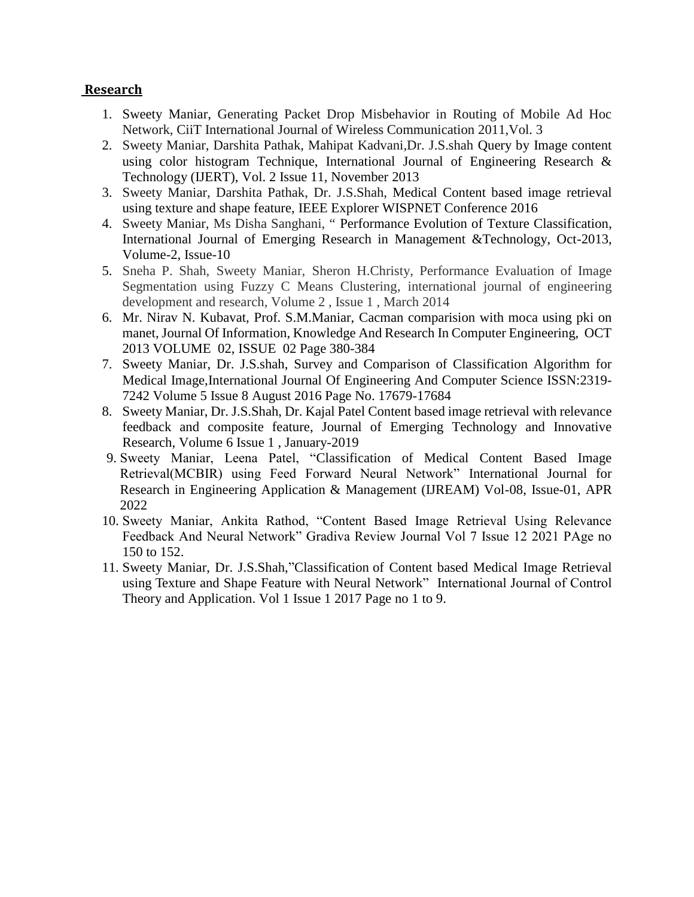## Research

1. Sweety Maniar, Generating Packet Drop Misbehavior in Routing of Mobile Ad Hoc Network, CiiT International Journal of Wireless Communication 2011,Vol. 3
2. Sweety Maniar, Darshita Pathak, Mahipat Kadvani,Dr. J.S.shah Query by Image content using color histogram Technique, International Journal of Engineering Research & Technology (IJERT), Vol. 2 Issue 11, November 2013
3. Sweety Maniar, Darshita Pathak, Dr. J.S.Shah, Medical Content based image retrieval using texture and shape feature, IEEE Explorer WISPNET Conference 2016
4. Sweety Maniar, Ms Disha Sanghani, " Performance Evolution of Texture Classification, International Journal of Emerging Research in Management &Technology, Oct-2013, Volume-2, Issue-10
5. Sneha P. Shah, Sweety Maniar, Sheron H.Christy, Performance Evaluation of Image Segmentation using Fuzzy C Means Clustering, international journal of engineering development and research, Volume 2 , Issue 1 , March 2014
6. Mr. Nirav N. Kubavat, Prof. S.M.Maniar, Cacman comparision with moca using pki on manet, Journal Of Information, Knowledge And Research In Computer Engineering, OCT 2013 VOLUME 02, ISSUE 02 Page 380-384
7. Sweety Maniar, Dr. J.S.shah, Survey and Comparison of Classification Algorithm for Medical Image,International Journal Of Engineering And Computer Science ISSN:2319-7242 Volume 5 Issue 8 August 2016 Page No. 17679-17684
8. Sweety Maniar, Dr. J.S.Shah, Dr. Kajal Patel Content based image retrieval with relevance feedback and composite feature, Journal of Emerging Technology and Innovative Research, Volume 6 Issue 1 , January-2019
9. Sweety Maniar, Leena Patel, "Classification of Medical Content Based Image Retrieval(MCBIR) using Feed Forward Neural Network" International Journal for Research in Engineering Application & Management (IJREAM) Vol-08, Issue-01, APR 2022
10. Sweety Maniar, Ankita Rathod, "Content Based Image Retrieval Using Relevance Feedback And Neural Network" Gradiva Review Journal Vol 7 Issue 12 2021 PAge no 150 to 152.
11. Sweety Maniar, Dr. J.S.Shah,"Classification of Content based Medical Image Retrieval using Texture and Shape Feature with Neural Network" International Journal of Control Theory and Application. Vol 1 Issue 1 2017 Page no 1 to 9.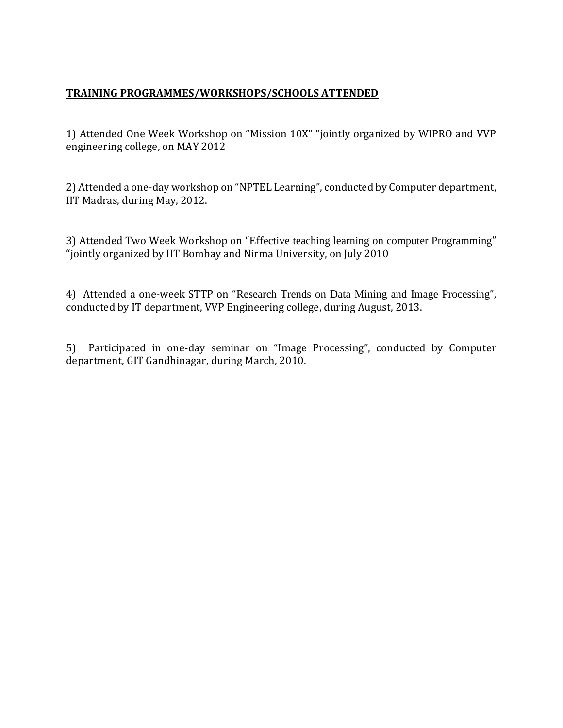**TRAINING PROGRAMMES/WORKSHOPS/SCHOOLS ATTENDED**

1) Attended One Week Workshop on "Mission 10X" "jointly organized by WIPRO and VVP engineering college, on MAY 2012

2) Attended a one-day workshop on "NPTEL Learning", conducted by Computer department, IIT Madras, during May, 2012.

3) Attended Two Week Workshop on "Effective teaching learning on computer Programming" "jointly organized by IIT Bombay and Nirma University, on July 2010

4) Attended a one-week STTP on "Research Trends on Data Mining and Image Processing", conducted by IT department, VVP Engineering college, during August, 2013.

5) Participated in one-day seminar on "Image Processing", conducted by Computer department, GIT Gandhinagar, during March, 2010.